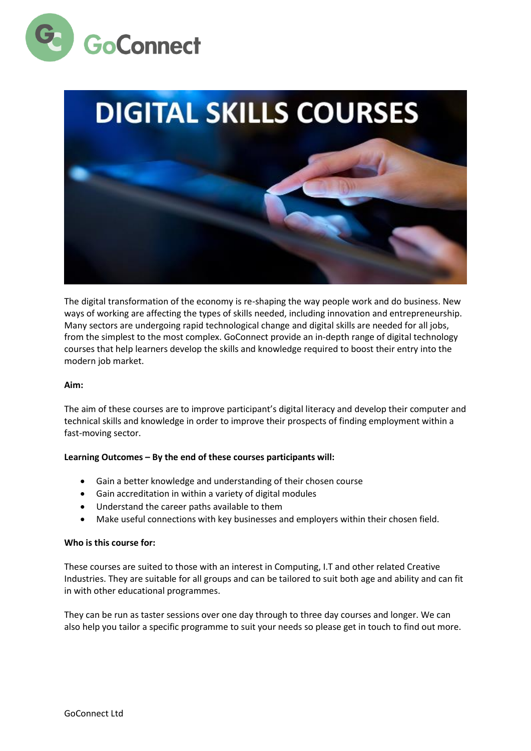GoConnect

# DIGITAL SKILLS COURSES

The digital transformation of the economy is re-shaping the way people work and do business. New ways of working are affecting the types of skills needed, including innovation and entrepreneurship. Many sectors are undergoing rapid technological change and digital skills are needed for all jobs, from the simplest to the most complex. GoConnect provide an in-depth range of digital technology courses that help learners develop the skills and knowledge required to boost their entry into the modern job market.

**Aim:**

The aim of these courses are to improve participant's digital literacy and develop their computer and technical skills and knowledge in order to improve their prospects of finding employment within a fast-moving sector.

**Learning Outcomes – By the end of these courses participants will:**

- Gain a better knowledge and understanding of their chosen course
- Gain accreditation in within a variety of digital modules
- Understand the career paths available to them
- Make useful connections with key businesses and employers within their chosen field.

**Who is this course for:**

These courses are suited to those with an interest in Computing, I.T and other related Creative Industries. They are suitable for all groups and can be tailored to suit both age and ability and can fit in with other educational programmes.

They can be run as taster sessions over one day through to three day courses and longer. We can also help you tailor a specific programme to suit your needs so please get in touch to find out more.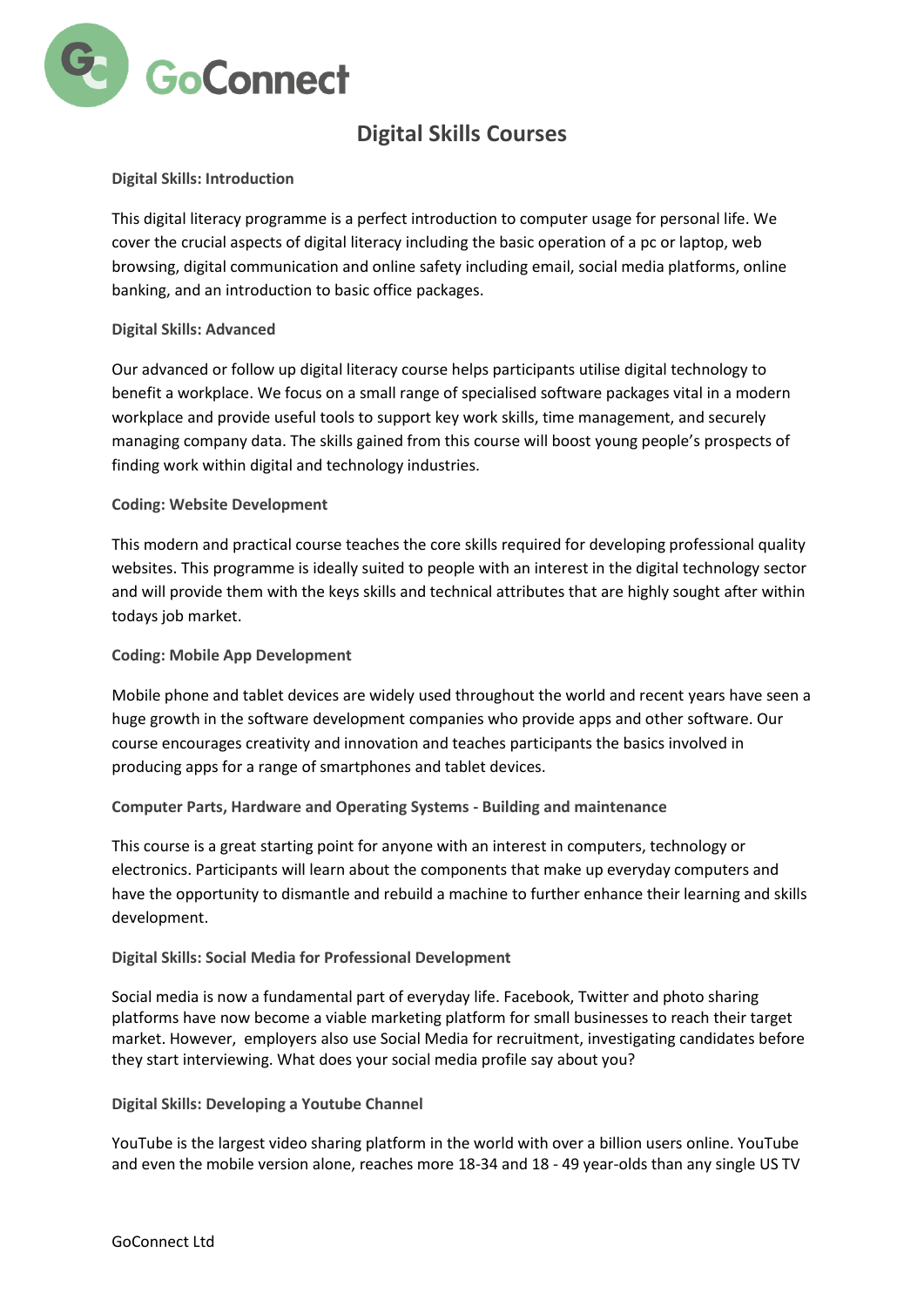# Digital Skills Courses

**Digital Skills: Introduction**

This digital literacy programme is a perfect introduction to computer usage for personal life. We cover the crucial aspects of digital literacy including the basic operation of a pc or laptop, web browsing, digital communication and online safety including email, social media platforms, online banking, and an introduction to basic office packages.

**Digital Skills: Advanced**

Our advanced or follow up digital literacy course helps participants utilise digital technology to benefit a workplace. We focus on a small range of specialised software packages vital in a modern workplace and provide useful tools to support key work skills, time management, and securely managing company data. The skills gained from this course will boost young people's prospects of finding work within digital and technology industries.

**Coding: Website Development**

This modern and practical course teaches the core skills required for developing professional quality websites. This programme is ideally suited to people with an interest in the digital technology sector and will provide them with the keys skills and technical attributes that are highly sought after within todays job market.

**Coding: Mobile App Development**

Mobile phone and tablet devices are widely used throughout the world and recent years have seen a huge growth in the software development companies who provide apps and other software. Our course encourages creativity and innovation and teaches participants the basics involved in producing apps for a range of smartphones and tablet devices.

**Computer Parts, Hardware and Operating Systems - Building and maintenance**

This course is a great starting point for anyone with an interest in computers, technology or electronics. Participants will learn about the components that make up everyday computers and have the opportunity to dismantle and rebuild a machine to further enhance their learning and skills development.

**Digital Skills: Social Media for Professional Development**

Social media is now a fundamental part of everyday life. Facebook, Twitter and photo sharing platforms have now become a viable marketing platform for small businesses to reach their target market. However, employers also use Social Media for recruitment, investigating candidates before they start interviewing. What does your social media profile say about you?

**Digital Skills: Developing a Youtube Channel**

YouTube is the largest video sharing platform in the world with over a billion users online. YouTube and even the mobile version alone, reaches more 18-34 and 18 - 49 year-olds than any single US TV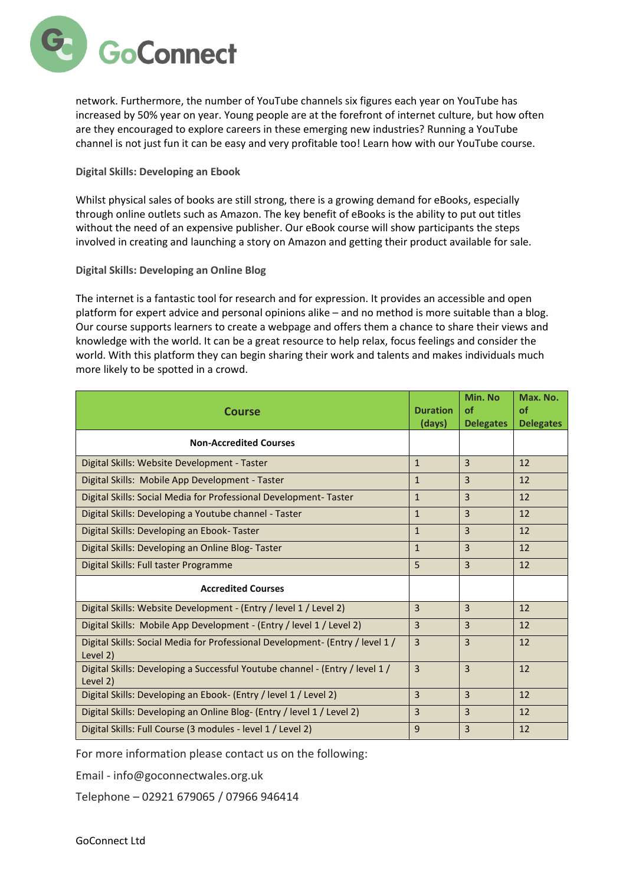network. Furthermore, the number of YouTube channels six figures each year on YouTube has increased by 50% year on year. Young people are at the forefront of internet culture, but how often are they encouraged to explore careers in these emerging new industries? Running a YouTube channel is not just fun it can be easy and very profitable too! Learn how with our YouTube course.

**Digital Skills: Developing an Ebook**

Whilst physical sales of books are still strong, there is a growing demand for eBooks, especially through online outlets such as Amazon. The key benefit of eBooks is the ability to put out titles without the need of an expensive publisher. Our eBook course will show participants the steps involved in creating and launching a story on Amazon and getting their product available for sale.

**Digital Skills: Developing an Online Blog**

The internet is a fantastic tool for research and for expression. It provides an accessible and open platform for expert advice and personal opinions alike – and no method is more suitable than a blog. Our course supports learners to create a webpage and offers them a chance to share their views and knowledge with the world. It can be a great resource to help relax, focus feelings and consider the world. With this platform they can begin sharing their work and talents and makes individuals much more likely to be spotted in a crowd.

| Course | Duration (days) | Min. No of Delegates | Max. No. of Delegates |
|---|---|---|---|
| **Non-Accredited Courses** | | | |
| Digital Skills: Website Development - Taster | 1 | 3 | 12 |
| Digital Skills: Mobile App Development - Taster | 1 | 3 | 12 |
| Digital Skills: Social Media for Professional Development- Taster | 1 | 3 | 12 |
| Digital Skills: Developing a Youtube channel - Taster | 1 | 3 | 12 |
| Digital Skills: Developing an Ebook- Taster | 1 | 3 | 12 |
| Digital Skills: Developing an Online Blog- Taster | 1 | 3 | 12 |
| Digital Skills: Full taster Programme | 5 | 3 | 12 |
| **Accredited Courses** | | | |
| Digital Skills: Website Development - (Entry / level 1 / Level 2) | 3 | 3 | 12 |
| Digital Skills: Mobile App Development - (Entry / level 1 / Level 2) | 3 | 3 | 12 |
| Digital Skills: Social Media for Professional Development- (Entry / level 1 / Level 2) | 3 | 3 | 12 |
| Digital Skills: Developing a Successful Youtube channel - (Entry / level 1 / Level 2) | 3 | 3 | 12 |
| Digital Skills: Developing an Ebook- (Entry / level 1 / Level 2) | 3 | 3 | 12 |
| Digital Skills: Developing an Online Blog- (Entry / level 1 / Level 2) | 3 | 3 | 12 |
| Digital Skills: Full Course (3 modules - level 1 / Level 2) | 9 | 3 | 12 |

For more information please contact us on the following:

Email - info@goconnectwales.org.uk

Telephone – 02921 679065 / 07966 946414

GoConnect Ltd